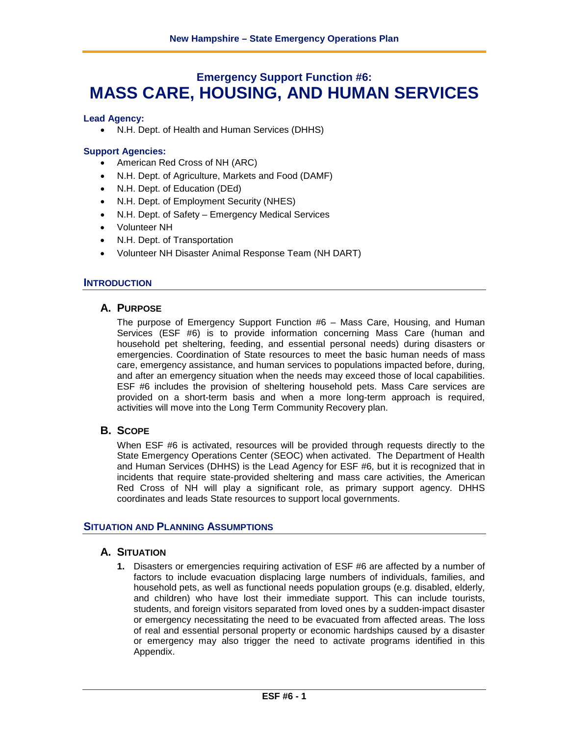# Emergency Support Function #6: MASS CARE, HOUSING, AND HUMAN SERVICES

**Lead Agency:**

- N.H. Dept. of Health and Human Services (DHHS)

**Support Agencies:**

- American Red Cross of NH (ARC)
- N.H. Dept. of Agriculture, Markets and Food (DAMF)
- N.H. Dept. of Education (DEd)
- N.H. Dept. of Employment Security (NHES)
- N.H. Dept. of Safety – Emergency Medical Services
- Volunteer NH
- N.H. Dept. of Transportation
- Volunteer NH Disaster Animal Response Team (NH DART)

## INTRODUCTION

### A. PURPOSE

The purpose of Emergency Support Function #6 – Mass Care, Housing, and Human Services (ESF #6) is to provide information concerning Mass Care (human and household pet sheltering, feeding, and essential personal needs) during disasters or emergencies. Coordination of State resources to meet the basic human needs of mass care, emergency assistance, and human services to populations impacted before, during, and after an emergency situation when the needs may exceed those of local capabilities. ESF #6 includes the provision of sheltering household pets. Mass Care services are provided on a short-term basis and when a more long-term approach is required, activities will move into the Long Term Community Recovery plan.

### B. SCOPE

When ESF #6 is activated, resources will be provided through requests directly to the State Emergency Operations Center (SEOC) when activated. The Department of Health and Human Services (DHHS) is the Lead Agency for ESF #6, but it is recognized that in incidents that require state-provided sheltering and mass care activities, the American Red Cross of NH will play a significant role, as primary support agency. DHHS coordinates and leads State resources to support local governments.

## SITUATION AND PLANNING ASSUMPTIONS

### A. SITUATION

1. Disasters or emergencies requiring activation of ESF #6 are affected by a number of factors to include evacuation displacing large numbers of individuals, families, and household pets, as well as functional needs population groups (e.g. disabled, elderly, and children) who have lost their immediate support. This can include tourists, students, and foreign visitors separated from loved ones by a sudden-impact disaster or emergency necessitating the need to be evacuated from affected areas. The loss of real and essential personal property or economic hardships caused by a disaster or emergency may also trigger the need to activate programs identified in this Appendix.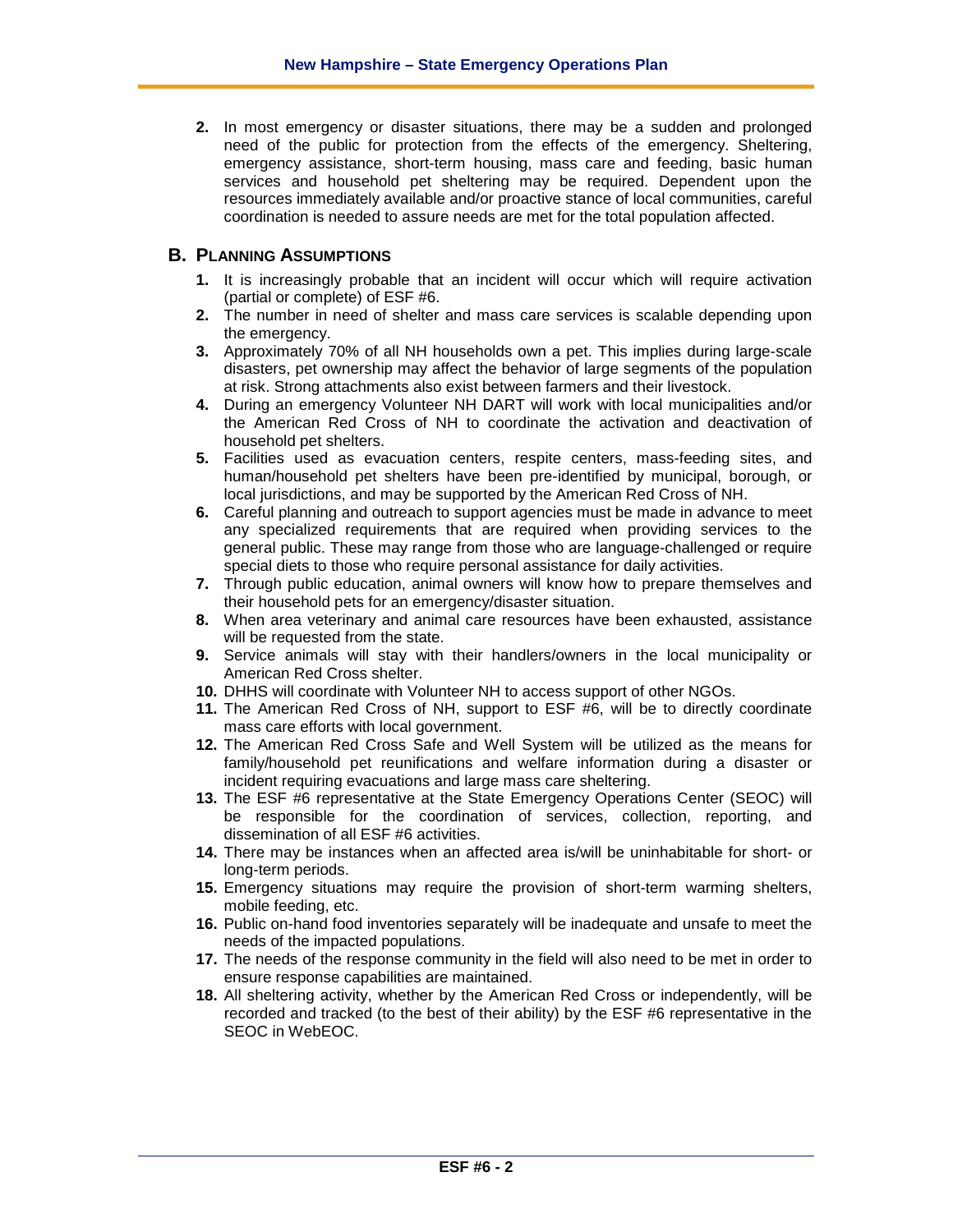2. In most emergency or disaster situations, there may be a sudden and prolonged need of the public for protection from the effects of the emergency. Sheltering, emergency assistance, short-term housing, mass care and feeding, basic human services and household pet sheltering may be required. Dependent upon the resources immediately available and/or proactive stance of local communities, careful coordination is needed to assure needs are met for the total population affected.

## B. Planning Assumptions

1. It is increasingly probable that an incident will occur which will require activation (partial or complete) of ESF #6.
2. The number in need of shelter and mass care services is scalable depending upon the emergency.
3. Approximately 70% of all NH households own a pet. This implies during large-scale disasters, pet ownership may affect the behavior of large segments of the population at risk. Strong attachments also exist between farmers and their livestock.
4. During an emergency Volunteer NH DART will work with local municipalities and/or the American Red Cross of NH to coordinate the activation and deactivation of household pet shelters.
5. Facilities used as evacuation centers, respite centers, mass-feeding sites, and human/household pet shelters have been pre-identified by municipal, borough, or local jurisdictions, and may be supported by the American Red Cross of NH.
6. Careful planning and outreach to support agencies must be made in advance to meet any specialized requirements that are required when providing services to the general public. These may range from those who are language-challenged or require special diets to those who require personal assistance for daily activities.
7. Through public education, animal owners will know how to prepare themselves and their household pets for an emergency/disaster situation.
8. When area veterinary and animal care resources have been exhausted, assistance will be requested from the state.
9. Service animals will stay with their handlers/owners in the local municipality or American Red Cross shelter.
10. DHHS will coordinate with Volunteer NH to access support of other NGOs.
11. The American Red Cross of NH, support to ESF #6, will be to directly coordinate mass care efforts with local government.
12. The American Red Cross Safe and Well System will be utilized as the means for family/household pet reunifications and welfare information during a disaster or incident requiring evacuations and large mass care sheltering.
13. The ESF #6 representative at the State Emergency Operations Center (SEOC) will be responsible for the coordination of services, collection, reporting, and dissemination of all ESF #6 activities.
14. There may be instances when an affected area is/will be uninhabitable for short- or long-term periods.
15. Emergency situations may require the provision of short-term warming shelters, mobile feeding, etc.
16. Public on-hand food inventories separately will be inadequate and unsafe to meet the needs of the impacted populations.
17. The needs of the response community in the field will also need to be met in order to ensure response capabilities are maintained.
18. All sheltering activity, whether by the American Red Cross or independently, will be recorded and tracked (to the best of their ability) by the ESF #6 representative in the SEOC in WebEOC.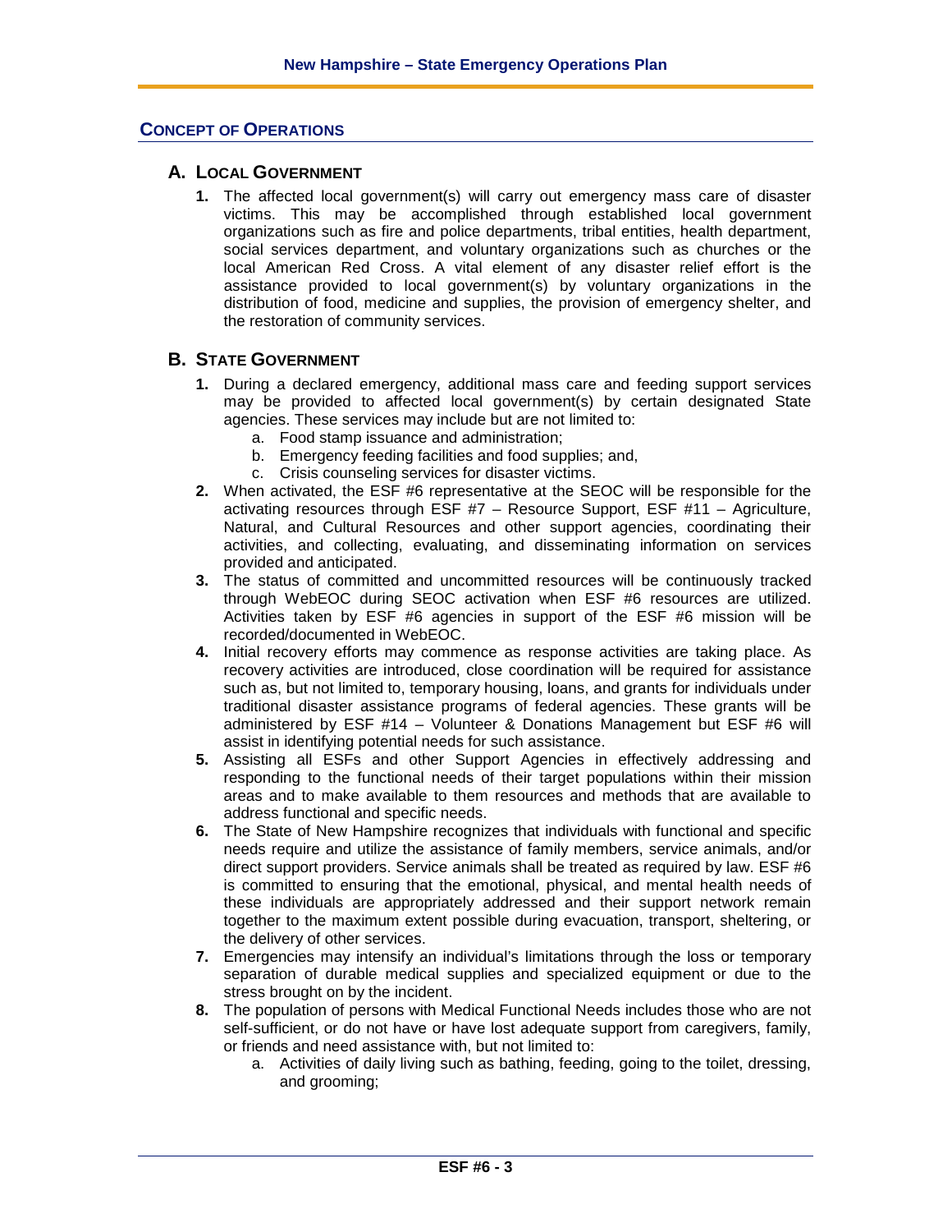## CONCEPT OF OPERATIONS

### A. LOCAL GOVERNMENT

1. The affected local government(s) will carry out emergency mass care of disaster victims. This may be accomplished through established local government organizations such as fire and police departments, tribal entities, health department, social services department, and voluntary organizations such as churches or the local American Red Cross. A vital element of any disaster relief effort is the assistance provided to local government(s) by voluntary organizations in the distribution of food, medicine and supplies, the provision of emergency shelter, and the restoration of community services.

### B. STATE GOVERNMENT

1. During a declared emergency, additional mass care and feeding support services may be provided to affected local government(s) by certain designated State agencies. These services may include but are not limited to:
   a. Food stamp issuance and administration;
   b. Emergency feeding facilities and food supplies; and,
   c. Crisis counseling services for disaster victims.
2. When activated, the ESF #6 representative at the SEOC will be responsible for the activating resources through ESF #7 – Resource Support, ESF #11 – Agriculture, Natural, and Cultural Resources and other support agencies, coordinating their activities, and collecting, evaluating, and disseminating information on services provided and anticipated.
3. The status of committed and uncommitted resources will be continuously tracked through WebEOC during SEOC activation when ESF #6 resources are utilized. Activities taken by ESF #6 agencies in support of the ESF #6 mission will be recorded/documented in WebEOC.
4. Initial recovery efforts may commence as response activities are taking place. As recovery activities are introduced, close coordination will be required for assistance such as, but not limited to, temporary housing, loans, and grants for individuals under traditional disaster assistance programs of federal agencies. These grants will be administered by ESF #14 – Volunteer & Donations Management but ESF #6 will assist in identifying potential needs for such assistance.
5. Assisting all ESFs and other Support Agencies in effectively addressing and responding to the functional needs of their target populations within their mission areas and to make available to them resources and methods that are available to address functional and specific needs.
6. The State of New Hampshire recognizes that individuals with functional and specific needs require and utilize the assistance of family members, service animals, and/or direct support providers. Service animals shall be treated as required by law. ESF #6 is committed to ensuring that the emotional, physical, and mental health needs of these individuals are appropriately addressed and their support network remain together to the maximum extent possible during evacuation, transport, sheltering, or the delivery of other services.
7. Emergencies may intensify an individual's limitations through the loss or temporary separation of durable medical supplies and specialized equipment or due to the stress brought on by the incident.
8. The population of persons with Medical Functional Needs includes those who are not self-sufficient, or do not have or have lost adequate support from caregivers, family, or friends and need assistance with, but not limited to:
   a. Activities of daily living such as bathing, feeding, going to the toilet, dressing, and grooming;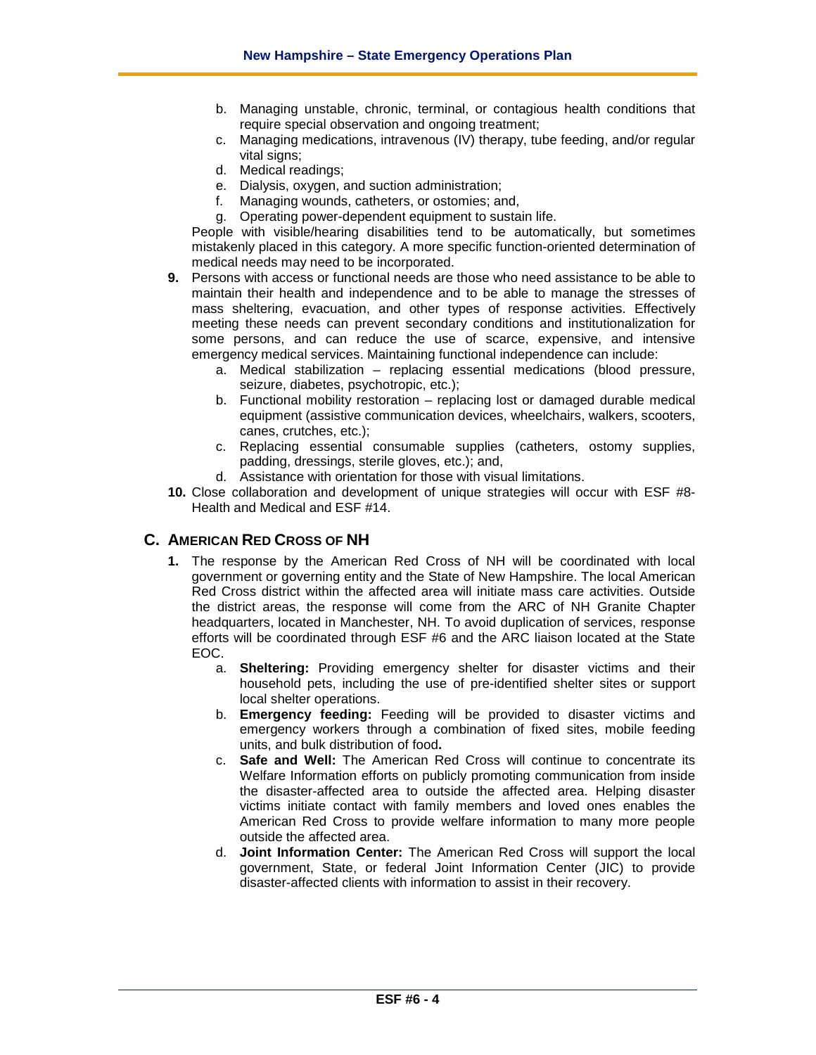b. Managing unstable, chronic, terminal, or contagious health conditions that require special observation and ongoing treatment;
   c. Managing medications, intravenous (IV) therapy, tube feeding, and/or regular vital signs;
   d. Medical readings;
   e. Dialysis, oxygen, and suction administration;
   f. Managing wounds, catheters, or ostomies; and,
   g. Operating power-dependent equipment to sustain life.

   People with visible/hearing disabilities tend to be automatically, but sometimes mistakenly placed in this category. A more specific function-oriented determination of medical needs may need to be incorporated.

**9.** Persons with access or functional needs are those who need assistance to be able to maintain their health and independence and to be able to manage the stresses of mass sheltering, evacuation, and other types of response activities. Effectively meeting these needs can prevent secondary conditions and institutionalization for some persons, and can reduce the use of scarce, expensive, and intensive emergency medical services. Maintaining functional independence can include:
   a. Medical stabilization – replacing essential medications (blood pressure, seizure, diabetes, psychotropic, etc.);
   b. Functional mobility restoration – replacing lost or damaged durable medical equipment (assistive communication devices, wheelchairs, walkers, scooters, canes, crutches, etc.);
   c. Replacing essential consumable supplies (catheters, ostomy supplies, padding, dressings, sterile gloves, etc.); and,
   d. Assistance with orientation for those with visual limitations.

**10.** Close collaboration and development of unique strategies will occur with ESF #8-Health and Medical and ESF #14.

## C. American Red Cross of NH

**1.** The response by the American Red Cross of NH will be coordinated with local government or governing entity and the State of New Hampshire. The local American Red Cross district within the affected area will initiate mass care activities. Outside the district areas, the response will come from the ARC of NH Granite Chapter headquarters, located in Manchester, NH. To avoid duplication of services, response efforts will be coordinated through ESF #6 and the ARC liaison located at the State EOC.
   a. **Sheltering:** Providing emergency shelter for disaster victims and their household pets, including the use of pre-identified shelter sites or support local shelter operations.
   b. **Emergency feeding:** Feeding will be provided to disaster victims and emergency workers through a combination of fixed sites, mobile feeding units, and bulk distribution of food.
   c. **Safe and Well:** The American Red Cross will continue to concentrate its Welfare Information efforts on publicly promoting communication from inside the disaster-affected area to outside the affected area. Helping disaster victims initiate contact with family members and loved ones enables the American Red Cross to provide welfare information to many more people outside the affected area.
   d. **Joint Information Center:** The American Red Cross will support the local government, State, or federal Joint Information Center (JIC) to provide disaster-affected clients with information to assist in their recovery.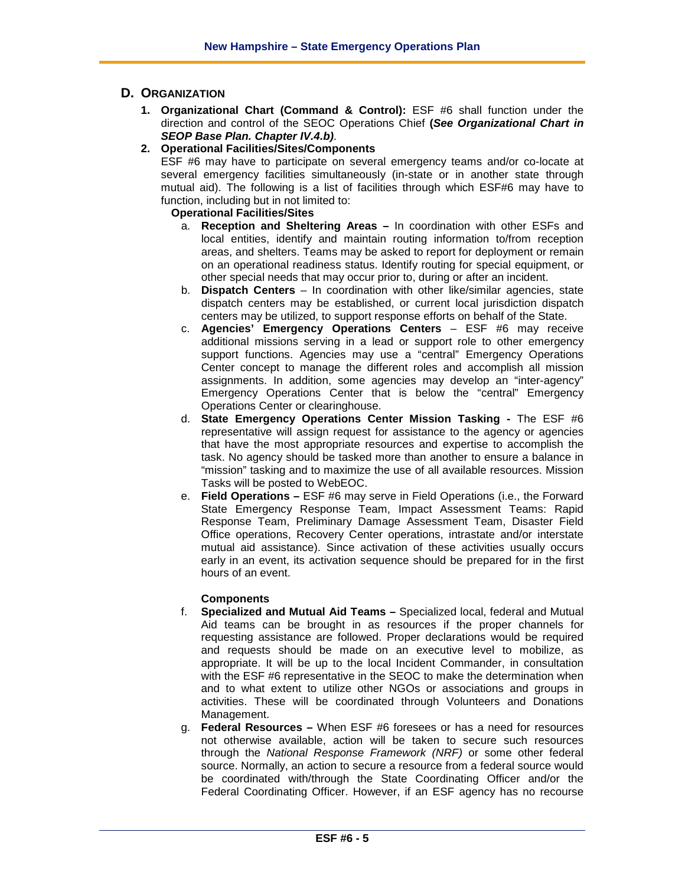## D. ORGANIZATION

1. **Organizational Chart (Command & Control):** ESF #6 shall function under the direction and control of the SEOC Operations Chief **(*See Organizational Chart in SEOP Base Plan. Chapter IV.4.b)*.**
2. **Operational Facilities/Sites/Components**
   ESF #6 may have to participate on several emergency teams and/or co-locate at several emergency facilities simultaneously (in-state or in another state through mutual aid). The following is a list of facilities through which ESF#6 may have to function, including but in not limited to:

   **Operational Facilities/Sites**

   a. **Reception and Sheltering Areas –** In coordination with other ESFs and local entities, identify and maintain routing information to/from reception areas, and shelters. Teams may be asked to report for deployment or remain on an operational readiness status. Identify routing for special equipment, or other special needs that may occur prior to, during or after an incident.

   b. **Dispatch Centers** – In coordination with other like/similar agencies, state dispatch centers may be established, or current local jurisdiction dispatch centers may be utilized, to support response efforts on behalf of the State.

   c. **Agencies' Emergency Operations Centers** – ESF #6 may receive additional missions serving in a lead or support role to other emergency support functions. Agencies may use a "central" Emergency Operations Center concept to manage the different roles and accomplish all mission assignments. In addition, some agencies may develop an "inter-agency" Emergency Operations Center that is below the "central" Emergency Operations Center or clearinghouse.

   d. **State Emergency Operations Center Mission Tasking -** The ESF #6 representative will assign request for assistance to the agency or agencies that have the most appropriate resources and expertise to accomplish the task. No agency should be tasked more than another to ensure a balance in "mission" tasking and to maximize the use of all available resources. Mission Tasks will be posted to WebEOC.

   e. **Field Operations –** ESF #6 may serve in Field Operations (i.e., the Forward State Emergency Response Team, Impact Assessment Teams: Rapid Response Team, Preliminary Damage Assessment Team, Disaster Field Office operations, Recovery Center operations, intrastate and/or interstate mutual aid assistance). Since activation of these activities usually occurs early in an event, its activation sequence should be prepared for in the first hours of an event.

   **Components**

   f. **Specialized and Mutual Aid Teams –** Specialized local, federal and Mutual Aid teams can be brought in as resources if the proper channels for requesting assistance are followed. Proper declarations would be required and requests should be made on an executive level to mobilize, as appropriate. It will be up to the local Incident Commander, in consultation with the ESF #6 representative in the SEOC to make the determination when and to what extent to utilize other NGOs or associations and groups in activities. These will be coordinated through Volunteers and Donations Management.

   g. **Federal Resources –** When ESF #6 foresees or has a need for resources not otherwise available, action will be taken to secure such resources through the *National Response Framework (NRF)* or some other federal source. Normally, an action to secure a resource from a federal source would be coordinated with/through the State Coordinating Officer and/or the Federal Coordinating Officer. However, if an ESF agency has no recourse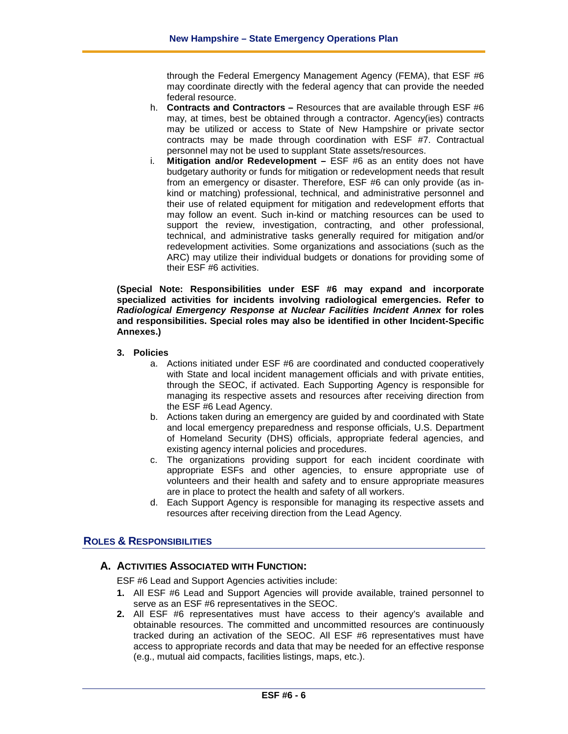through the Federal Emergency Management Agency (FEMA), that ESF #6 may coordinate directly with the federal agency that can provide the needed federal resource.

h. **Contracts and Contractors –** Resources that are available through ESF #6 may, at times, best be obtained through a contractor. Agency(ies) contracts may be utilized or access to State of New Hampshire or private sector contracts may be made through coordination with ESF #7. Contractual personnel may not be used to supplant State assets/resources.

i. **Mitigation and/or Redevelopment –** ESF #6 as an entity does not have budgetary authority or funds for mitigation or redevelopment needs that result from an emergency or disaster. Therefore, ESF #6 can only provide (as in-kind or matching) professional, technical, and administrative personnel and their use of related equipment for mitigation and redevelopment efforts that may follow an event. Such in-kind or matching resources can be used to support the review, investigation, contracting, and other professional, technical, and administrative tasks generally required for mitigation and/or redevelopment activities. Some organizations and associations (such as the ARC) may utilize their individual budgets or donations for providing some of their ESF #6 activities.

**(Special Note: Responsibilities under ESF #6 may expand and incorporate specialized activities for incidents involving radiological emergencies. Refer to *Radiological Emergency Response at Nuclear Facilities Incident Annex* for roles and responsibilities. Special roles may also be identified in other Incident-Specific Annexes.)**

**3. Policies**

a. Actions initiated under ESF #6 are coordinated and conducted cooperatively with State and local incident management officials and with private entities, through the SEOC, if activated. Each Supporting Agency is responsible for managing its respective assets and resources after receiving direction from the ESF #6 Lead Agency.

b. Actions taken during an emergency are guided by and coordinated with State and local emergency preparedness and response officials, U.S. Department of Homeland Security (DHS) officials, appropriate federal agencies, and existing agency internal policies and procedures.

c. The organizations providing support for each incident coordinate with appropriate ESFs and other agencies, to ensure appropriate use of volunteers and their health and safety and to ensure appropriate measures are in place to protect the health and safety of all workers.

d. Each Support Agency is responsible for managing its respective assets and resources after receiving direction from the Lead Agency.

## ROLES & RESPONSIBILITIES

### A. ACTIVITIES ASSOCIATED WITH FUNCTION:

ESF #6 Lead and Support Agencies activities include:

1. All ESF #6 Lead and Support Agencies will provide available, trained personnel to serve as an ESF #6 representatives in the SEOC.
2. All ESF #6 representatives must have access to their agency's available and obtainable resources. The committed and uncommitted resources are continuously tracked during an activation of the SEOC. All ESF #6 representatives must have access to appropriate records and data that may be needed for an effective response (e.g., mutual aid compacts, facilities listings, maps, etc.).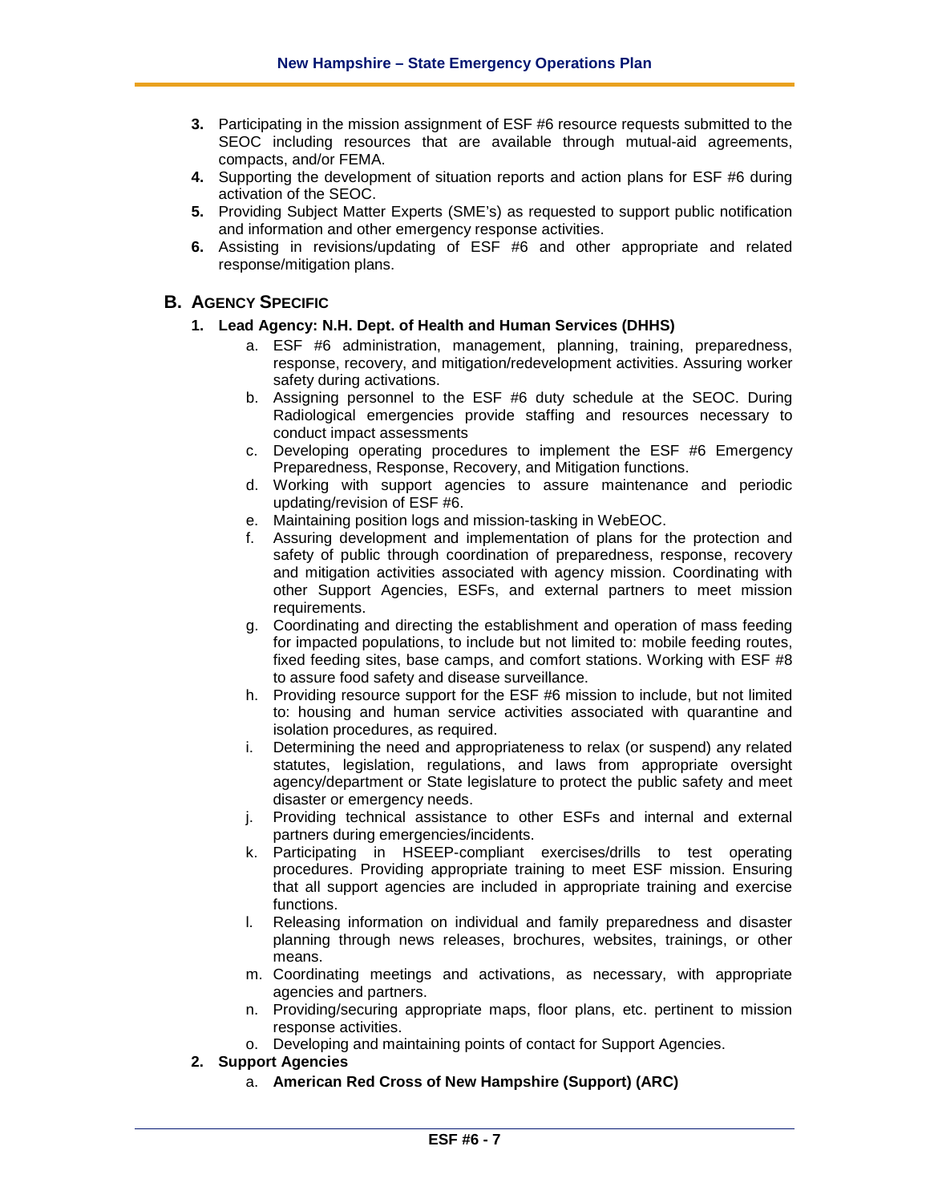3. Participating in the mission assignment of ESF #6 resource requests submitted to the SEOC including resources that are available through mutual-aid agreements, compacts, and/or FEMA.
4. Supporting the development of situation reports and action plans for ESF #6 during activation of the SEOC.
5. Providing Subject Matter Experts (SME's) as requested to support public notification and information and other emergency response activities.
6. Assisting in revisions/updating of ESF #6 and other appropriate and related response/mitigation plans.

## B. Agency Specific

### 1. Lead Agency: N.H. Dept. of Health and Human Services (DHHS)

a. ESF #6 administration, management, planning, training, preparedness, response, recovery, and mitigation/redevelopment activities. Assuring worker safety during activations.

b. Assigning personnel to the ESF #6 duty schedule at the SEOC. During Radiological emergencies provide staffing and resources necessary to conduct impact assessments

c. Developing operating procedures to implement the ESF #6 Emergency Preparedness, Response, Recovery, and Mitigation functions.

d. Working with support agencies to assure maintenance and periodic updating/revision of ESF #6.

e. Maintaining position logs and mission-tasking in WebEOC.

f. Assuring development and implementation of plans for the protection and safety of public through coordination of preparedness, response, recovery and mitigation activities associated with agency mission. Coordinating with other Support Agencies, ESFs, and external partners to meet mission requirements.

g. Coordinating and directing the establishment and operation of mass feeding for impacted populations, to include but not limited to: mobile feeding routes, fixed feeding sites, base camps, and comfort stations. Working with ESF #8 to assure food safety and disease surveillance.

h. Providing resource support for the ESF #6 mission to include, but not limited to: housing and human service activities associated with quarantine and isolation procedures, as required.

i. Determining the need and appropriateness to relax (or suspend) any related statutes, legislation, regulations, and laws from appropriate oversight agency/department or State legislature to protect the public safety and meet disaster or emergency needs.

j. Providing technical assistance to other ESFs and internal and external partners during emergencies/incidents.

k. Participating in HSEEP-compliant exercises/drills to test operating procedures. Providing appropriate training to meet ESF mission. Ensuring that all support agencies are included in appropriate training and exercise functions.

l. Releasing information on individual and family preparedness and disaster planning through news releases, brochures, websites, trainings, or other means.

m. Coordinating meetings and activations, as necessary, with appropriate agencies and partners.

n. Providing/securing appropriate maps, floor plans, etc. pertinent to mission response activities.

o. Developing and maintaining points of contact for Support Agencies.

### 2. Support Agencies

a. **American Red Cross of New Hampshire (Support) (ARC)**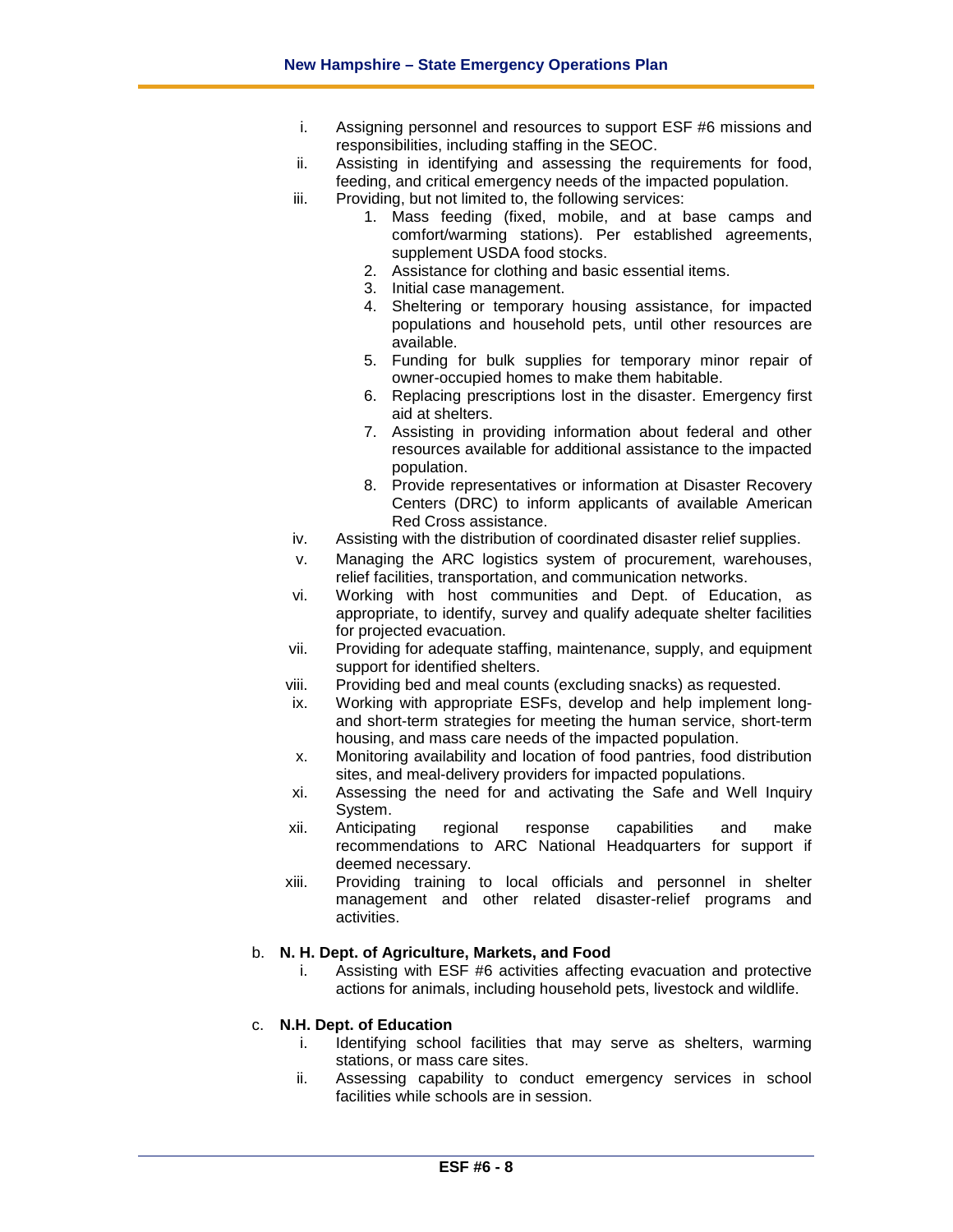i. Assigning personnel and resources to support ESF #6 missions and responsibilities, including staffing in the SEOC.

ii. Assisting in identifying and assessing the requirements for food, feeding, and critical emergency needs of the impacted population.

iii. Providing, but not limited to, the following services:

   1. Mass feeding (fixed, mobile, and at base camps and comfort/warming stations). Per established agreements, supplement USDA food stocks.
   2. Assistance for clothing and basic essential items.
   3. Initial case management.
   4. Sheltering or temporary housing assistance, for impacted populations and household pets, until other resources are available.
   5. Funding for bulk supplies for temporary minor repair of owner-occupied homes to make them habitable.
   6. Replacing prescriptions lost in the disaster. Emergency first aid at shelters.
   7. Assisting in providing information about federal and other resources available for additional assistance to the impacted population.
   8. Provide representatives or information at Disaster Recovery Centers (DRC) to inform applicants of available American Red Cross assistance.

iv. Assisting with the distribution of coordinated disaster relief supplies.

v. Managing the ARC logistics system of procurement, warehouses, relief facilities, transportation, and communication networks.

vi. Working with host communities and Dept. of Education, as appropriate, to identify, survey and qualify adequate shelter facilities for projected evacuation.

vii. Providing for adequate staffing, maintenance, supply, and equipment support for identified shelters.

viii. Providing bed and meal counts (excluding snacks) as requested.

ix. Working with appropriate ESFs, develop and help implement long- and short-term strategies for meeting the human service, short-term housing, and mass care needs of the impacted population.

x. Monitoring availability and location of food pantries, food distribution sites, and meal-delivery providers for impacted populations.

xi. Assessing the need for and activating the Safe and Well Inquiry System.

xii. Anticipating regional response capabilities and make recommendations to ARC National Headquarters for support if deemed necessary.

xiii. Providing training to local officials and personnel in shelter management and other related disaster-relief programs and activities.

b. **N. H. Dept. of Agriculture, Markets, and Food**

   i. Assisting with ESF #6 activities affecting evacuation and protective actions for animals, including household pets, livestock and wildlife.

c. **N.H. Dept. of Education**

   i. Identifying school facilities that may serve as shelters, warming stations, or mass care sites.

   ii. Assessing capability to conduct emergency services in school facilities while schools are in session.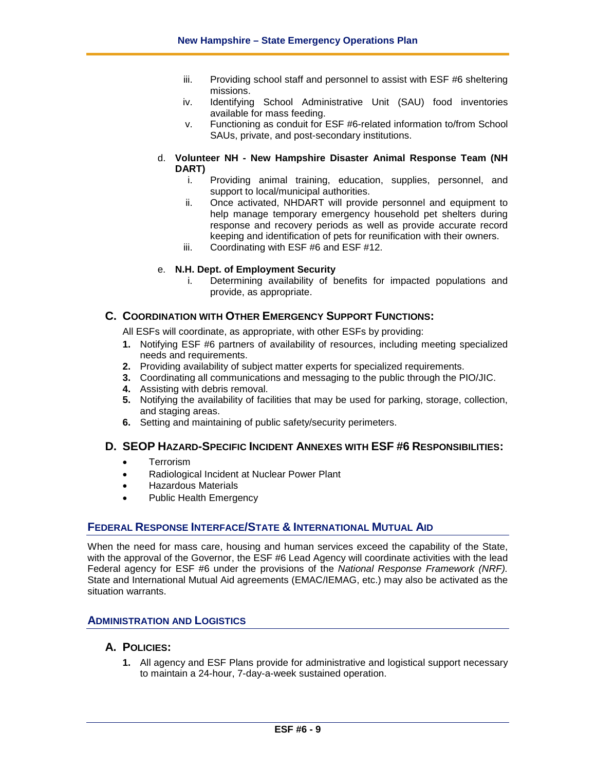iii. Providing school staff and personnel to assist with ESF #6 sheltering missions.

iv. Identifying School Administrative Unit (SAU) food inventories available for mass feeding.

v. Functioning as conduit for ESF #6-related information to/from School SAUs, private, and post-secondary institutions.

d. **Volunteer NH - New Hampshire Disaster Animal Response Team (NH DART)**

i. Providing animal training, education, supplies, personnel, and support to local/municipal authorities.

ii. Once activated, NHDART will provide personnel and equipment to help manage temporary emergency household pet shelters during response and recovery periods as well as provide accurate record keeping and identification of pets for reunification with their owners.

iii. Coordinating with ESF #6 and ESF #12.

e. **N.H. Dept. of Employment Security**

i. Determining availability of benefits for impacted populations and provide, as appropriate.

### C. Coordination with Other Emergency Support Functions:

All ESFs will coordinate, as appropriate, with other ESFs by providing:

1. Notifying ESF #6 partners of availability of resources, including meeting specialized needs and requirements.
2. Providing availability of subject matter experts for specialized requirements.
3. Coordinating all communications and messaging to the public through the PIO/JIC.
4. Assisting with debris removal.
5. Notifying the availability of facilities that may be used for parking, storage, collection, and staging areas.
6. Setting and maintaining of public safety/security perimeters.

### D. SEOP Hazard-Specific Incident Annexes with ESF #6 Responsibilities:

- Terrorism
- Radiological Incident at Nuclear Power Plant
- Hazardous Materials
- Public Health Emergency

## Federal Response Interface/State & International Mutual Aid

When the need for mass care, housing and human services exceed the capability of the State, with the approval of the Governor, the ESF #6 Lead Agency will coordinate activities with the lead Federal agency for ESF #6 under the provisions of the *National Response Framework (NRF).* State and International Mutual Aid agreements (EMAC/IEMAG, etc.) may also be activated as the situation warrants.

## Administration and Logistics

### A. Policies:

1. All agency and ESF Plans provide for administrative and logistical support necessary to maintain a 24-hour, 7-day-a-week sustained operation.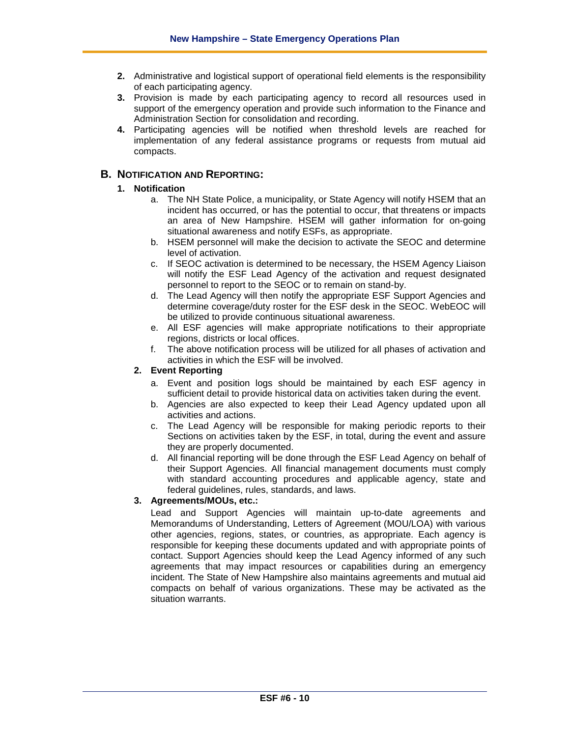2. Administrative and logistical support of operational field elements is the responsibility of each participating agency.
3. Provision is made by each participating agency to record all resources used in support of the emergency operation and provide such information to the Finance and Administration Section for consolidation and recording.
4. Participating agencies will be notified when threshold levels are reached for implementation of any federal assistance programs or requests from mutual aid compacts.

## B. Notification and Reporting:

### 1. Notification

a. The NH State Police, a municipality, or State Agency will notify HSEM that an incident has occurred, or has the potential to occur, that threatens or impacts an area of New Hampshire. HSEM will gather information for on-going situational awareness and notify ESFs, as appropriate.

b. HSEM personnel will make the decision to activate the SEOC and determine level of activation.

c. If SEOC activation is determined to be necessary, the HSEM Agency Liaison will notify the ESF Lead Agency of the activation and request designated personnel to report to the SEOC or to remain on stand-by.

d. The Lead Agency will then notify the appropriate ESF Support Agencies and determine coverage/duty roster for the ESF desk in the SEOC. WebEOC will be utilized to provide continuous situational awareness.

e. All ESF agencies will make appropriate notifications to their appropriate regions, districts or local offices.

f. The above notification process will be utilized for all phases of activation and activities in which the ESF will be involved.

### 2. Event Reporting

a. Event and position logs should be maintained by each ESF agency in sufficient detail to provide historical data on activities taken during the event.

b. Agencies are also expected to keep their Lead Agency updated upon all activities and actions.

c. The Lead Agency will be responsible for making periodic reports to their Sections on activities taken by the ESF, in total, during the event and assure they are properly documented.

d. All financial reporting will be done through the ESF Lead Agency on behalf of their Support Agencies. All financial management documents must comply with standard accounting procedures and applicable agency, state and federal guidelines, rules, standards, and laws.

### 3. Agreements/MOUs, etc.:

Lead and Support Agencies will maintain up-to-date agreements and Memorandums of Understanding, Letters of Agreement (MOU/LOA) with various other agencies, regions, states, or countries, as appropriate. Each agency is responsible for keeping these documents updated and with appropriate points of contact. Support Agencies should keep the Lead Agency informed of any such agreements that may impact resources or capabilities during an emergency incident. The State of New Hampshire also maintains agreements and mutual aid compacts on behalf of various organizations. These may be activated as the situation warrants.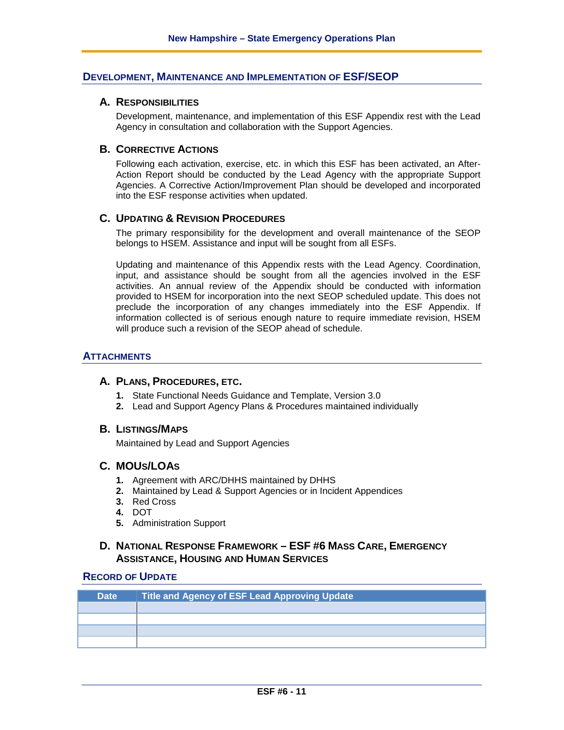## Development, Maintenance and Implementation of ESF/SEOP

### A. Responsibilities

Development, maintenance, and implementation of this ESF Appendix rest with the Lead Agency in consultation and collaboration with the Support Agencies.

### B. Corrective Actions

Following each activation, exercise, etc. in which this ESF has been activated, an After-Action Report should be conducted by the Lead Agency with the appropriate Support Agencies. A Corrective Action/Improvement Plan should be developed and incorporated into the ESF response activities when updated.

### C. Updating & Revision Procedures

The primary responsibility for the development and overall maintenance of the SEOP belongs to HSEM. Assistance and input will be sought from all ESFs.

Updating and maintenance of this Appendix rests with the Lead Agency. Coordination, input, and assistance should be sought from all the agencies involved in the ESF activities. An annual review of the Appendix should be conducted with information provided to HSEM for incorporation into the next SEOP scheduled update. This does not preclude the incorporation of any changes immediately into the ESF Appendix. If information collected is of serious enough nature to require immediate revision, HSEM will produce such a revision of the SEOP ahead of schedule.

## Attachments

### A. Plans, Procedures, etc.

1. State Functional Needs Guidance and Template, Version 3.0
2. Lead and Support Agency Plans & Procedures maintained individually

### B. Listings/Maps

Maintained by Lead and Support Agencies

### C. MOUs/LOAs

1. Agreement with ARC/DHHS maintained by DHHS
2. Maintained by Lead & Support Agencies or in Incident Appendices
3. Red Cross
4. DOT
5. Administration Support

### D. National Response Framework – ESF #6 Mass Care, Emergency Assistance, Housing and Human Services

## Record of Update

| Date | Title and Agency of ESF Lead Approving Update |
|---|---|
| | |
| | |
| | |
| | |